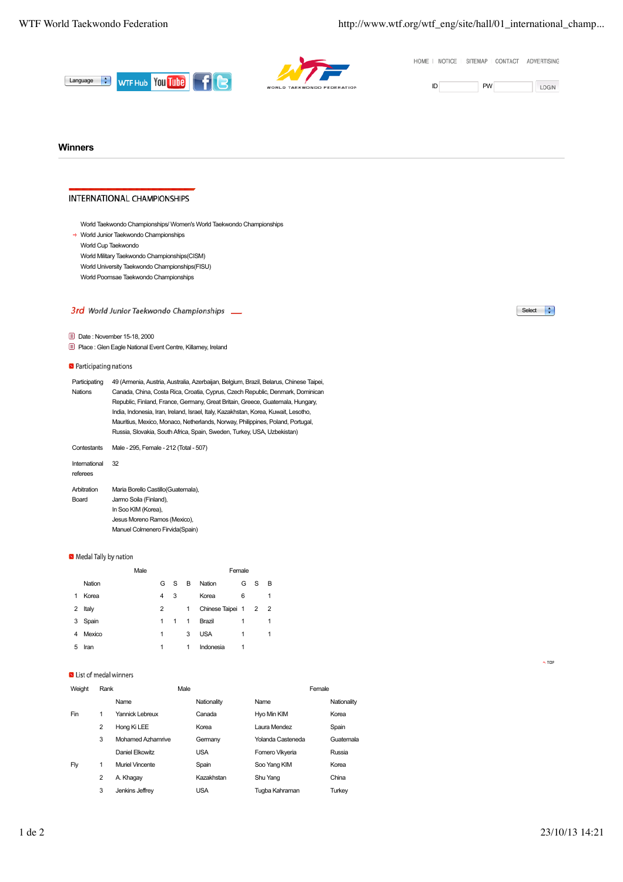HOME | NOTICE | SITEMAP | CONTACT | ADVERTISING

ID PW LOGIN

## Winners

### INTERNATIONAL CHAMPIONSHIPS

- World Taekwondo Championships/ Women's World Taekwondo Championships
- → World Junior Taekwondo Championships
- World Cup Taekwondo
- World Military Taekwondo Championships(CISM)
- World University Taekwondo Championships(FISU)
- World Poomsae Taekwondo Championships

### 3rd World Junior Taekwondo Championships

Select

- Date : November 15-18, 2000
- Place : Glen Eagle National Event Centre, Killarney, Ireland

#### Participating nations

| | |
|---|---|
| Participating Nations | 49 (Armenia, Austria, Australia, Azerbaijan, Belgium, Brazil, Belarus, Chinese Taipei, Canada, China, Costa Rica, Croatia, Cyprus, Czech Republic, Denmark, Dominican Republic, Finland, France, Germany, Great Britain, Greece, Guatemala, Hungary, India, Indonesia, Iran, Ireland, Israel, Italy, Kazakhstan, Korea, Kuwait, Lesotho, Mauritius, Mexico, Monaco, Netherlands, Norway, Philippines, Poland, Portugal, Russia, Slovakia, South Africa, Spain, Sweden, Turkey, USA, Uzbekistan) |
| Contestants | Male - 295, Female - 212 (Total - 507) |
| International referees | 32 |
| Arbitration Board | Maria Borello Castillo(Guatemala), Jarmo Soila (Finland), In Soo KIM (Korea), Jesus Moreno Ramos (Mexico), Manuel Colmenero Firvida(Spain) |

#### Medal Tally by nation

| | Male | | | | Female | | | |
|---|---|---|---|---|---|---|---|---|
| | Nation | G | S | B | Nation | G | S | B |
| 1 | Korea | 4 | 3 | | Korea | 6 | | 1 |
| 2 | Italy | 2 | | 1 | Chinese Taipei | 1 | 2 | 2 |
| 3 | Spain | 1 | 1 | 1 | Brazil | 1 | | 1 |
| 4 | Mexico | 1 | | 3 | USA | 1 | | 1 |
| 5 | Iran | 1 | | 1 | Indonesia | 1 | | |

TOP

#### List of medal winners

| Weight | Rank | Male | | Female | |
|---|---|---|---|---|---|
| | | Name | Nationality | Name | Nationality |
| Fin | 1 | Yannick Lebreux | Canada | Hyo Min KIM | Korea |
| | 2 | Hong Ki LEE | Korea | Laura Mendez | Spain |
| | 3 | Mohamed Azhamrive | Germany | Yolanda Casteneda | Guatemala |
| | | Daniel Elkowitz | USA | Fomero Vikyeria | Russia |
| Fly | 1 | Muriel Vincente | Spain | Soo Yang KIM | Korea |
| | 2 | A. Khagay | Kazakhstan | Shu Yang | China |
| | 3 | Jenkins Jeffrey | USA | Tugba Kahraman | Turkey |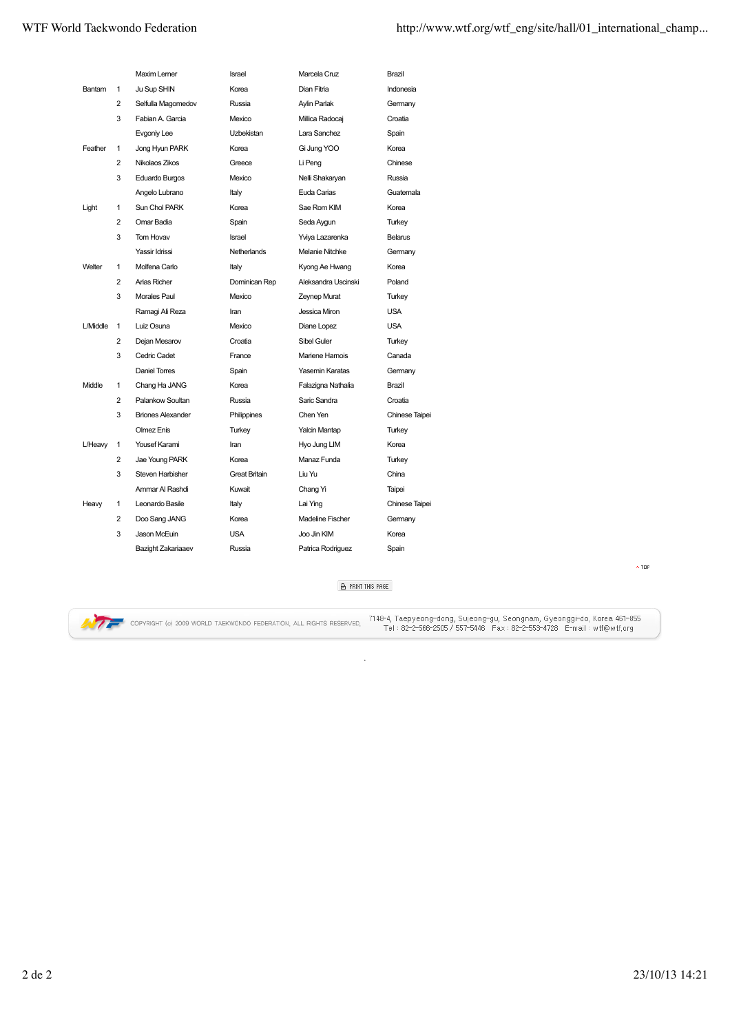| | | | | | |
|---|---|---|---|---|---|
| | | Maxim Lerner | Israel | Marcela Cruz | Brazil |
| Bantam | 1 | Ju Sup SHIN | Korea | Dian Fitria | Indonesia |
| | 2 | Selfulla Magomedov | Russia | Aylin Parlak | Germany |
| | 3 | Fabian A. Garcia | Mexico | Millica Radocaj | Croatia |
| | | Evgoniy Lee | Uzbekistan | Lara Sanchez | Spain |
| Feather | 1 | Jong Hyun PARK | Korea | Gi Jung YOO | Korea |
| | 2 | Nikolaos Zikos | Greece | Li Peng | Chinese |
| | 3 | Eduardo Burgos | Mexico | Nelli Shakaryan | Russia |
| | | Angelo Lubrano | Italy | Euda Carias | Guatemala |
| Light | 1 | Sun Chol PARK | Korea | Sae Rom KIM | Korea |
| | 2 | Omar Badia | Spain | Seda Aygun | Turkey |
| | 3 | Tom Hovav | Israel | Yviya Lazarenka | Belarus |
| | | Yassir Idrissi | Netherlands | Melanie Nitchke | Germany |
| Welter | 1 | Molfena Carlo | Italy | Kyong Ae Hwang | Korea |
| | 2 | Arias Richer | Dominican Rep | Aleksandra Uscinski | Poland |
| | 3 | Morales Paul | Mexico | Zeynep Murat | Turkey |
| | | Ramagi Ali Reza | Iran | Jessica Miron | USA |
| L/Middle | 1 | Luiz Osuna | Mexico | Diane Lopez | USA |
| | 2 | Dejan Mesarov | Croatia | Sibel Guler | Turkey |
| | 3 | Cedric Cadet | France | Mariene Hamois | Canada |
| | | Daniel Torres | Spain | Yasemin Karatas | Germany |
| Middle | 1 | Chang Ha JANG | Korea | Falazigna Nathalia | Brazil |
| | 2 | Palankow Soultan | Russia | Saric Sandra | Croatia |
| | 3 | Briones Alexander | Philippines | Chen Yen | Chinese Taipei |
| | | Olmez Enis | Turkey | Yalcin Mantap | Turkey |
| L/Heavy | 1 | Yousef Karami | Iran | Hyo Jung LIM | Korea |
| | 2 | Jae Young PARK | Korea | Manaz Funda | Turkey |
| | 3 | Steven Harbisher | Great Britain | Liu Yu | China |
| | | Ammar Al Rashdi | Kuwait | Chang Yi | Taipei |
| Heavy | 1 | Leonardo Basile | Italy | Lai Ying | Chinese Taipei |
| | 2 | Doo Sang JANG | Korea | Madeline Fischer | Germany |
| | 3 | Jason McEuin | USA | Joo Jin KIM | Korea |
| | | Bazight Zakariaaev | Russia | Patrica Rodriguez | Spain |

^ TOP

PRINT THIS PAGE

COPYRIGHT (c) 2009 WORLD TAEKWONDO FEDERATION. ALL RIGHTS RESERVED.

7148-4, Taepyeong-dong, Sujeong-gu, Seongnam, Gyeonggi-do, Korea 461-855
Tel : 82-2-566-2505 / 557-5446 Fax : 82-2-553-4728 E-mail : wtf@wtf.org